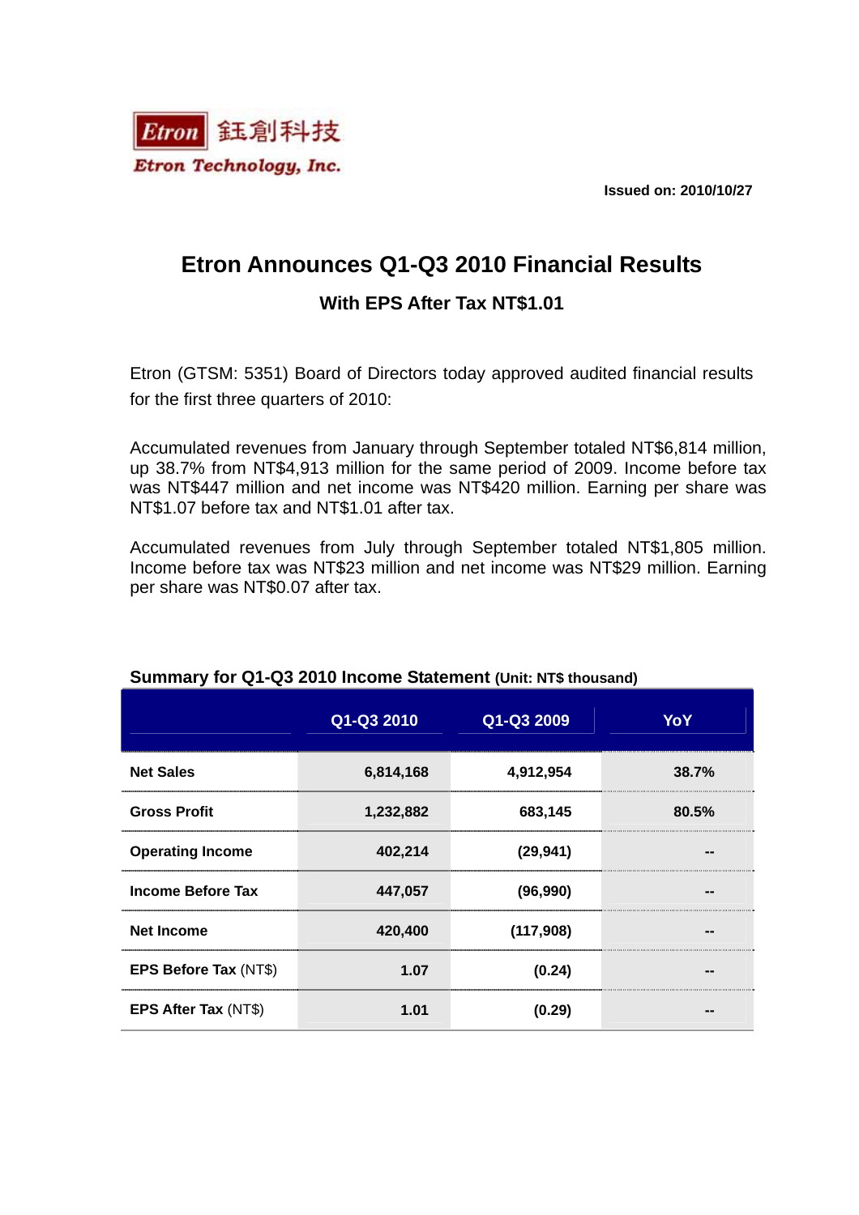Etron 鈺創科技

Etron Technology, Inc.

Issued on: 2010/10/27

# Etron Announces Q1-Q3 2010 Financial Results

### With EPS After Tax NT$1.01

Etron (GTSM: 5351) Board of Directors today approved audited financial results for the first three quarters of 2010:

Accumulated revenues from January through September totaled NT$6,814 million, up 38.7% from NT$4,913 million for the same period of 2009. Income before tax was NT$447 million and net income was NT$420 million. Earning per share was NT$1.07 before tax and NT$1.01 after tax.

Accumulated revenues from July through September totaled NT$1,805 million. Income before tax was NT$23 million and net income was NT$29 million. Earning per share was NT$0.07 after tax.

**Summary for Q1-Q3 2010 Income Statement (Unit: NT$ thousand)**

| | Q1-Q3 2010 | Q1-Q3 2009 | YoY |
|---|---|---|---|
| **Net Sales** | 6,814,168 | 4,912,954 | 38.7% |
| **Gross Profit** | 1,232,882 | 683,145 | 80.5% |
| **Operating Income** | 402,214 | (29,941) | -- |
| **Income Before Tax** | 447,057 | (96,990) | -- |
| **Net Income** | 420,400 | (117,908) | -- |
| **EPS Before Tax** (NT$) | 1.07 | (0.24) | -- |
| **EPS After Tax** (NT$) | 1.01 | (0.29) | -- |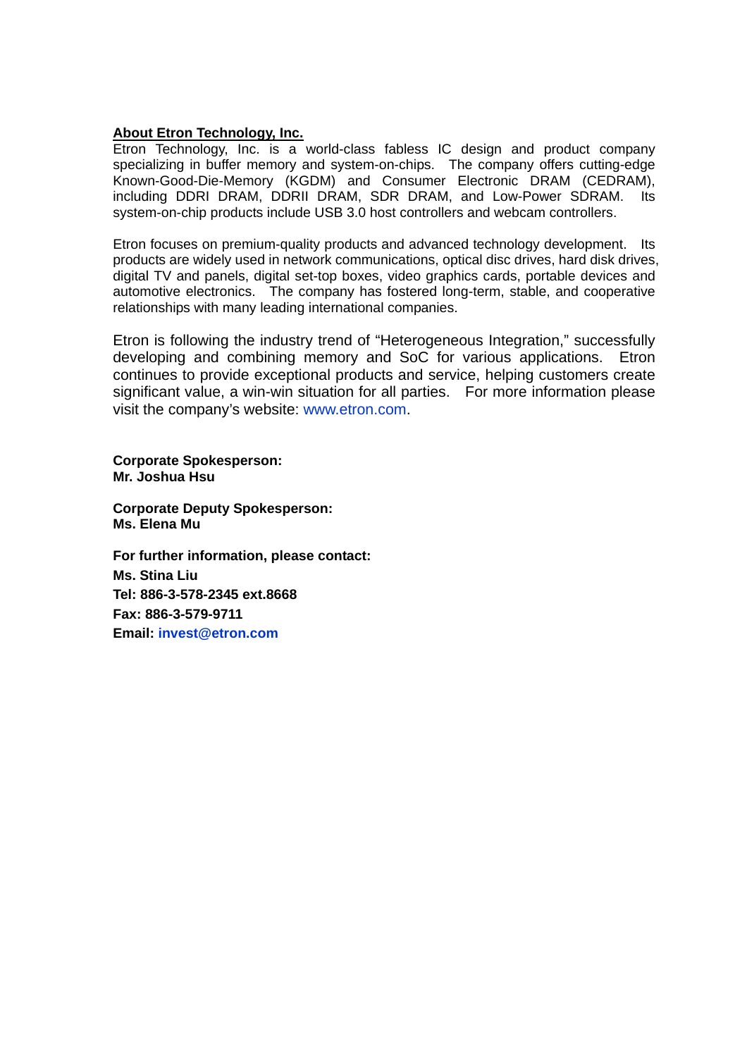**<u>About Etron Technology, Inc.</u>**

Etron Technology, Inc. is a world-class fabless IC design and product company specializing in buffer memory and system-on-chips. The company offers cutting-edge Known-Good-Die-Memory (KGDM) and Consumer Electronic DRAM (CEDRAM), including DDRI DRAM, DDRII DRAM, SDR DRAM, and Low-Power SDRAM. Its system-on-chip products include USB 3.0 host controllers and webcam controllers.

Etron focuses on premium-quality products and advanced technology development. Its products are widely used in network communications, optical disc drives, hard disk drives, digital TV and panels, digital set-top boxes, video graphics cards, portable devices and automotive electronics. The company has fostered long-term, stable, and cooperative relationships with many leading international companies.

Etron is following the industry trend of “Heterogeneous Integration,” successfully developing and combining memory and SoC for various applications. Etron continues to provide exceptional products and service, helping customers create significant value, a win-win situation for all parties. For more information please visit the company’s website: www.etron.com.

**Corporate Spokesperson:**
**Mr. Joshua Hsu**

**Corporate Deputy Spokesperson:**
**Ms. Elena Mu**

**For further information, please contact:**
**Ms. Stina Liu**
**Tel: 886-3-578-2345 ext.8668**
**Fax: 886-3-579-9711**
**Email: invest@etron.com**